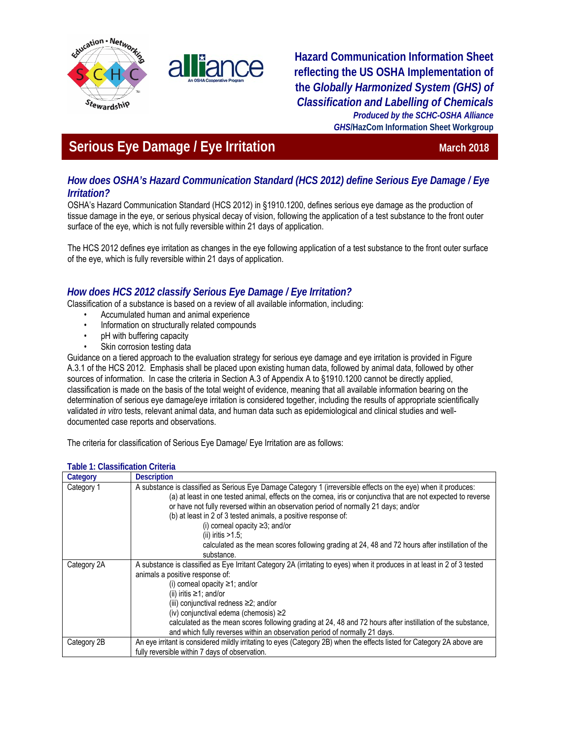**Hazard Communication Information Sheet reflecting the US OSHA Implementation of the *Globally Harmonized System (GHS) of Classification and Labelling of Chemicals***

***Produced by the SCHC-OSHA Alliance***

***GHS*/HazCom Information Sheet Workgroup**

# Serious Eye Damage / Eye Irritation

**March 2018**

## *How does OSHA's Hazard Communication Standard (HCS 2012) define Serious Eye Damage / Eye Irritation?*

OSHA's Hazard Communication Standard (HCS 2012) in §1910.1200, defines serious eye damage as the production of tissue damage in the eye, or serious physical decay of vision, following the application of a test substance to the front outer surface of the eye, which is not fully reversible within 21 days of application.

The HCS 2012 defines eye irritation as changes in the eye following application of a test substance to the front outer surface of the eye, which is fully reversible within 21 days of application.

## *How does HCS 2012 classify Serious Eye Damage / Eye Irritation?*

Classification of a substance is based on a review of all available information, including:

- Accumulated human and animal experience
- Information on structurally related compounds
- pH with buffering capacity
- Skin corrosion testing data

Guidance on a tiered approach to the evaluation strategy for serious eye damage and eye irritation is provided in Figure A.3.1 of the HCS 2012. Emphasis shall be placed upon existing human data, followed by animal data, followed by other sources of information. In case the criteria in Section A.3 of Appendix A to §1910.1200 cannot be directly applied, classification is made on the basis of the total weight of evidence, meaning that all available information bearing on the determination of serious eye damage/eye irritation is considered together, including the results of appropriate scientifically validated *in vitro* tests, relevant animal data, and human data such as epidemiological and clinical studies and well-documented case reports and observations.

The criteria for classification of Serious Eye Damage/ Eye Irritation are as follows:

**Table 1: Classification Criteria**

| Category | Description |
|---|---|
| Category 1 | A substance is classified as Serious Eye Damage Category 1 (irreversible effects on the eye) when it produces:<br>(a) at least in one tested animal, effects on the cornea, iris or conjunctiva that are not expected to reverse or have not fully reversed within an observation period of normally 21 days; and/or<br>(b) at least in 2 of 3 tested animals, a positive response of:<br>(i) corneal opacity ≥3; and/or<br>(ii) iritis >1.5;<br>calculated as the mean scores following grading at 24, 48 and 72 hours after instillation of the substance. |
| Category 2A | A substance is classified as Eye Irritant Category 2A (irritating to eyes) when it produces in at least in 2 of 3 tested animals a positive response of:<br>(i) corneal opacity ≥1; and/or<br>(ii) iritis ≥1; and/or<br>(iii) conjunctival redness ≥2; and/or<br>(iv) conjunctival edema (chemosis) ≥2<br>calculated as the mean scores following grading at 24, 48 and 72 hours after instillation of the substance, and which fully reverses within an observation period of normally 21 days. |
| Category 2B | An eye irritant is considered mildly irritating to eyes (Category 2B) when the effects listed for Category 2A above are fully reversible within 7 days of observation. |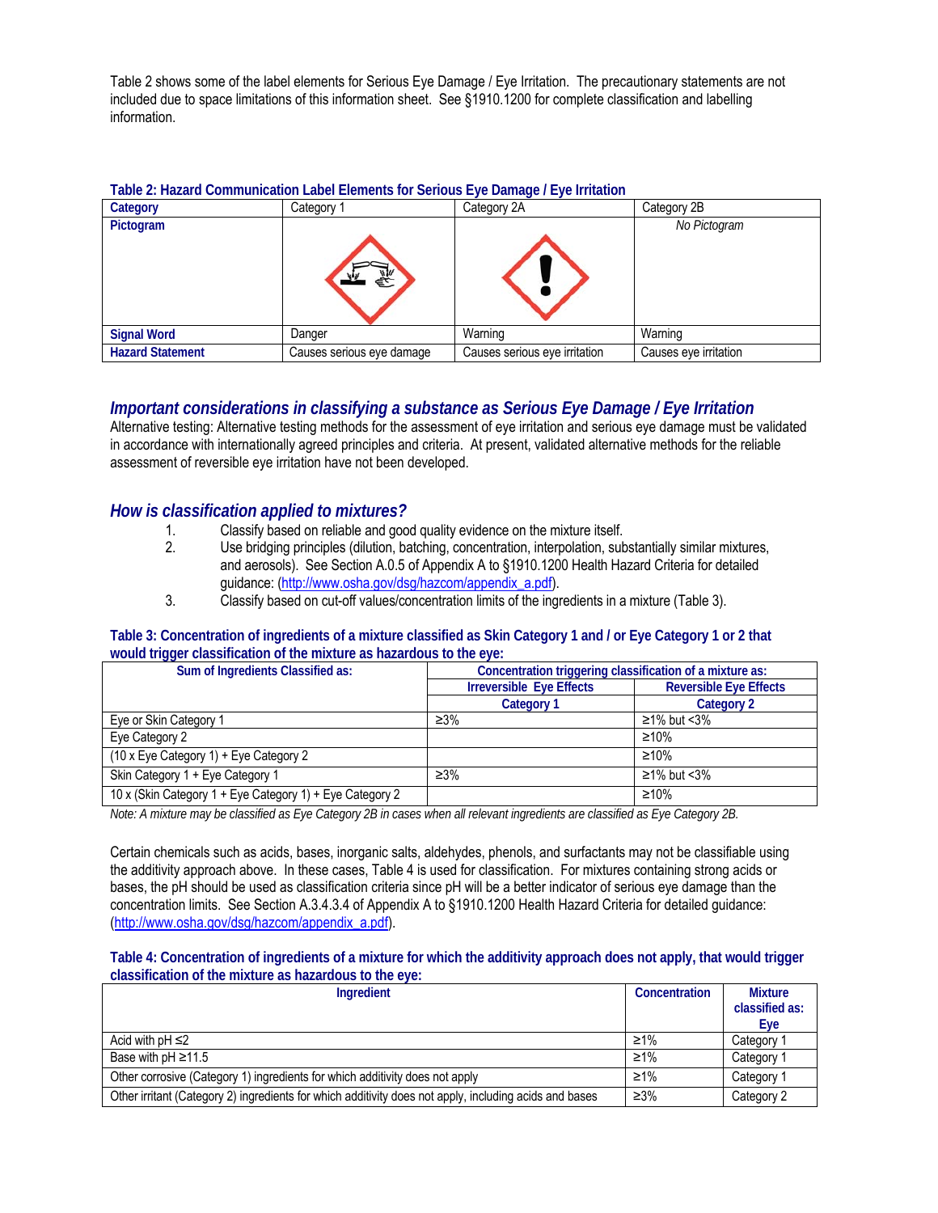Table 2 shows some of the label elements for Serious Eye Damage / Eye Irritation. The precautionary statements are not included due to space limitations of this information sheet. See §1910.1200 for complete classification and labelling information.

**Table 2: Hazard Communication Label Elements for Serious Eye Damage / Eye Irritation**

| Category | Category 1 | Category 2A | Category 2B |
|---|---|---|---|
| Pictogram | | | *No Pictogram* |
| Signal Word | Danger | Warning | Warning |
| Hazard Statement | Causes serious eye damage | Causes serious eye irritation | Causes eye irritation |

## *Important considerations in classifying a substance as Serious Eye Damage / Eye Irritation*

Alternative testing: Alternative testing methods for the assessment of eye irritation and serious eye damage must be validated in accordance with internationally agreed principles and criteria. At present, validated alternative methods for the reliable assessment of reversible eye irritation have not been developed.

## *How is classification applied to mixtures?*

1. Classify based on reliable and good quality evidence on the mixture itself.
2. Use bridging principles (dilution, batching, concentration, interpolation, substantially similar mixtures, and aerosols). See Section A.0.5 of Appendix A to §1910.1200 Health Hazard Criteria for detailed guidance: (http://www.osha.gov/dsg/hazcom/appendix_a.pdf).
3. Classify based on cut-off values/concentration limits of the ingredients in a mixture (Table 3).

**Table 3: Concentration of ingredients of a mixture classified as Skin Category 1 and / or Eye Category 1 or 2 that would trigger classification of the mixture as hazardous to the eye:**

| Sum of Ingredients Classified as: | Concentration triggering classification of a mixture as: | |
|---|---|---|
| | Irreversible Eye Effects | Reversible Eye Effects |
| | Category 1 | Category 2 |
| Eye or Skin Category 1 | ≥3% | ≥1% but <3% |
| Eye Category 2 | | ≥10% |
| (10 x Eye Category 1) + Eye Category 2 | | ≥10% |
| Skin Category 1 + Eye Category 1 | ≥3% | ≥1% but <3% |
| 10 x (Skin Category 1 + Eye Category 1) + Eye Category 2 | | ≥10% |

*Note: A mixture may be classified as Eye Category 2B in cases when all relevant ingredients are classified as Eye Category 2B.*

Certain chemicals such as acids, bases, inorganic salts, aldehydes, phenols, and surfactants may not be classifiable using the additivity approach above. In these cases, Table 4 is used for classification. For mixtures containing strong acids or bases, the pH should be used as classification criteria since pH will be a better indicator of serious eye damage than the concentration limits. See Section A.3.4.3.4 of Appendix A to §1910.1200 Health Hazard Criteria for detailed guidance: (http://www.osha.gov/dsg/hazcom/appendix_a.pdf).

**Table 4: Concentration of ingredients of a mixture for which the additivity approach does not apply, that would trigger classification of the mixture as hazardous to the eye:**

| Ingredient | Concentration | Mixture classified as: Eye |
|---|---|---|
| Acid with pH ≤2 | ≥1% | Category 1 |
| Base with pH ≥11.5 | ≥1% | Category 1 |
| Other corrosive (Category 1) ingredients for which additivity does not apply | ≥1% | Category 1 |
| Other irritant (Category 2) ingredients for which additivity does not apply, including acids and bases | ≥3% | Category 2 |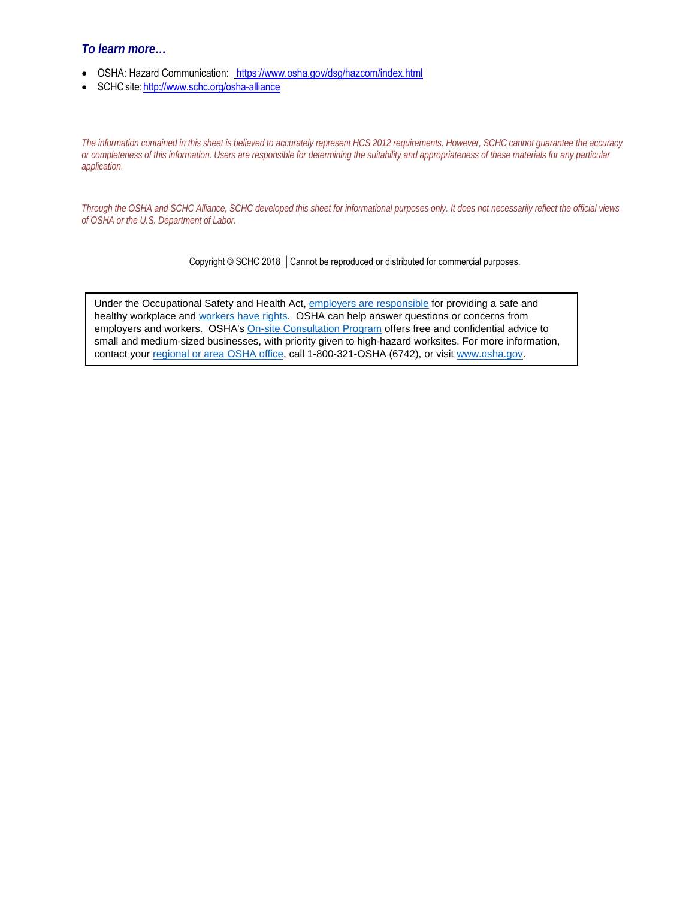### *To learn more…*

- OSHA: Hazard Communication: [https://www.osha.gov/dsg/hazcom/index.html](https://www.osha.gov/dsg/hazcom/index.html)
- SCHC site: [http://www.schc.org/osha-alliance](http://www.schc.org/osha-alliance)

*The information contained in this sheet is believed to accurately represent HCS 2012 requirements. However, SCHC cannot guarantee the accuracy or completeness of this information. Users are responsible for determining the suitability and appropriateness of these materials for any particular application.*

*Through the OSHA and SCHC Alliance, SCHC developed this sheet for informational purposes only. It does not necessarily reflect the official views of OSHA or the U.S. Department of Labor.*

Copyright © SCHC 2018 | Cannot be reproduced or distributed for commercial purposes.

Under the Occupational Safety and Health Act, employers are responsible for providing a safe and healthy workplace and workers have rights. OSHA can help answer questions or concerns from employers and workers. OSHA's On-site Consultation Program offers free and confidential advice to small and medium-sized businesses, with priority given to high-hazard worksites. For more information, contact your regional or area OSHA office, call 1-800-321-OSHA (6742), or visit www.osha.gov.